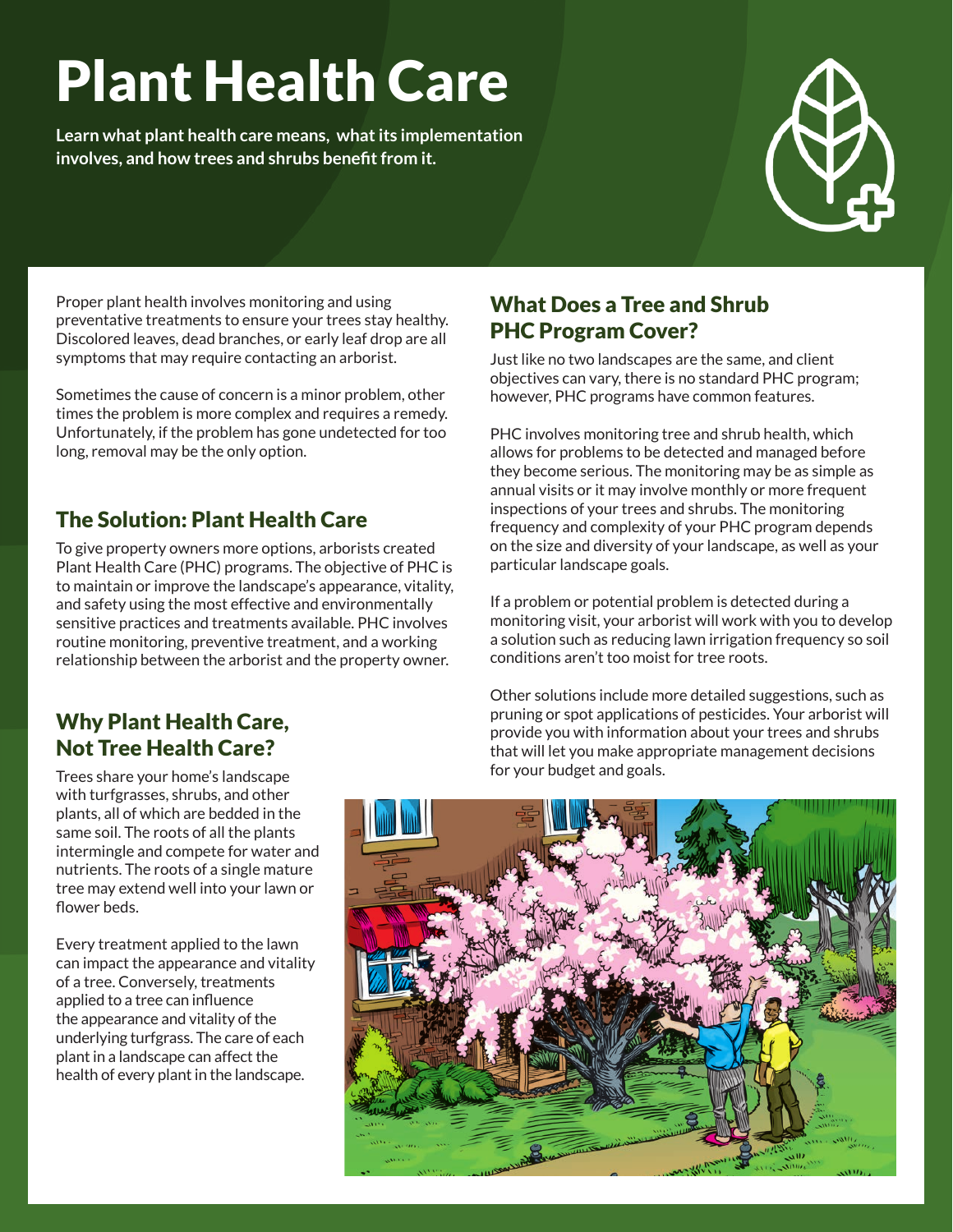# Plant Health Care

**Learn what plant health care means, what its implementation involves, and how trees and shrubs benefit from it.**

Proper plant health involves monitoring and using preventative treatments to ensure your trees stay healthy. Discolored leaves, dead branches, or early leaf drop are all symptoms that may require contacting an arborist.

Sometimes the cause of concern is a minor problem, other times the problem is more complex and requires a remedy. Unfortunately, if the problem has gone undetected for too long, removal may be the only option.

## The Solution: Plant Health Care

To give property owners more options, arborists created Plant Health Care (PHC) programs. The objective of PHC is to maintain or improve the landscape's appearance, vitality, and safety using the most effective and environmentally sensitive practices and treatments available. PHC involves routine monitoring, preventive treatment, and a working relationship between the arborist and the property owner.

## Why Plant Health Care, Not Tree Health Care?

Trees share your home's landscape with turfgrasses, shrubs, and other plants, all of which are bedded in the same soil. The roots of all the plants intermingle and compete for water and nutrients. The roots of a single mature tree may extend well into your lawn or flower beds.

Every treatment applied to the lawn can impact the appearance and vitality of a tree. Conversely, treatments applied to a tree can influence the appearance and vitality of the underlying turfgrass. The care of each plant in a landscape can affect the health of every plant in the landscape.

## What Does a Tree and Shrub PHC Program Cover?

Just like no two landscapes are the same, and client objectives can vary, there is no standard PHC program; however, PHC programs have common features.

PHC involves monitoring tree and shrub health, which allows for problems to be detected and managed before they become serious. The monitoring may be as simple as annual visits or it may involve monthly or more frequent inspections of your trees and shrubs. The monitoring frequency and complexity of your PHC program depends on the size and diversity of your landscape, as well as your particular landscape goals.

If a problem or potential problem is detected during a monitoring visit, your arborist will work with you to develop a solution such as reducing lawn irrigation frequency so soil conditions aren't too moist for tree roots.

Other solutions include more detailed suggestions, such as pruning or spot applications of pesticides. Your arborist will provide you with information about your trees and shrubs that will let you make appropriate management decisions for your budget and goals.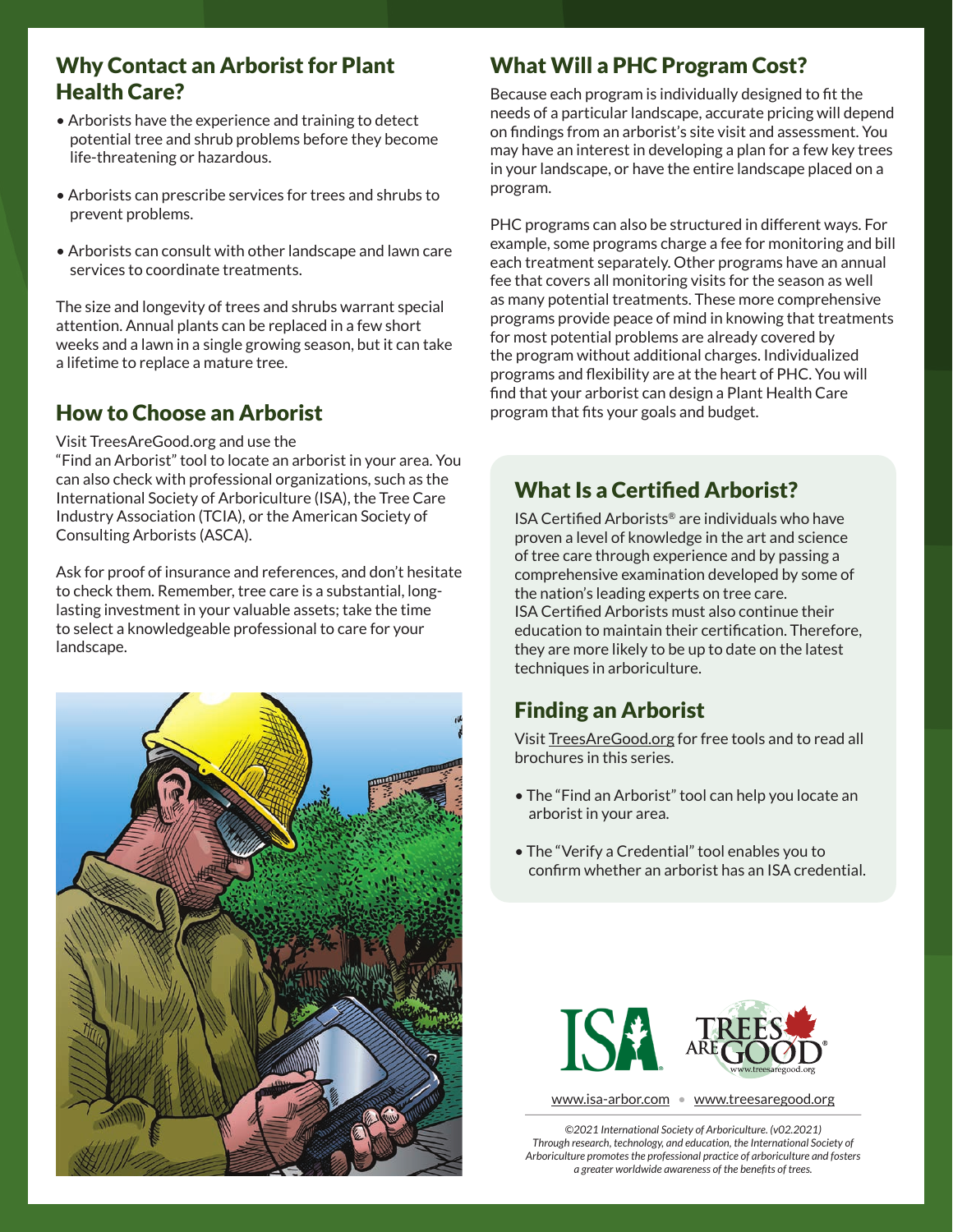## Why Contact an Arborist for Plant Health Care?

- Arborists have the experience and training to detect potential tree and shrub problems before they become life-threatening or hazardous.
- Arborists can prescribe services for trees and shrubs to prevent problems.
- Arborists can consult with other landscape and lawn care services to coordinate treatments.

The size and longevity of trees and shrubs warrant special attention. Annual plants can be replaced in a few short weeks and a lawn in a single growing season, but it can take a lifetime to replace a mature tree.

## How to Choose an Arborist

Visit TreesAreGood.org and use the "Find an Arborist" tool to locate an arborist in your area. You can also check with professional organizations, such as the International Society of Arboriculture (ISA), the Tree Care Industry Association (TCIA), or the American Society of Consulting Arborists (ASCA).

Ask for proof of insurance and references, and don't hesitate to check them. Remember, tree care is a substantial, long-lasting investment in your valuable assets; take the time to select a knowledgeable professional to care for your landscape.

## What Will a PHC Program Cost?

Because each program is individually designed to fit the needs of a particular landscape, accurate pricing will depend on findings from an arborist's site visit and assessment. You may have an interest in developing a plan for a few key trees in your landscape, or have the entire landscape placed on a program.

PHC programs can also be structured in different ways. For example, some programs charge a fee for monitoring and bill each treatment separately. Other programs have an annual fee that covers all monitoring visits for the season as well as many potential treatments. These more comprehensive programs provide peace of mind in knowing that treatments for most potential problems are already covered by the program without additional charges. Individualized programs and flexibility are at the heart of PHC. You will find that your arborist can design a Plant Health Care program that fits your goals and budget.

## What Is a Certified Arborist?

ISA Certified Arborists® are individuals who have proven a level of knowledge in the art and science of tree care through experience and by passing a comprehensive examination developed by some of the nation's leading experts on tree care. ISA Certified Arborists must also continue their education to maintain their certification. Therefore, they are more likely to be up to date on the latest techniques in arboriculture.

## Finding an Arborist

Visit TreesAreGood.org for free tools and to read all brochures in this series.

- The "Find an Arborist" tool can help you locate an arborist in your area.
- The "Verify a Credential" tool enables you to confirm whether an arborist has an ISA credential.

www.isa-arbor.com • www.treesaregood.org

*©2021 International Society of Arboriculture. (v02.2021)*
*Through research, technology, and education, the International Society of Arboriculture promotes the professional practice of arboriculture and fosters a greater worldwide awareness of the benefits of trees.*